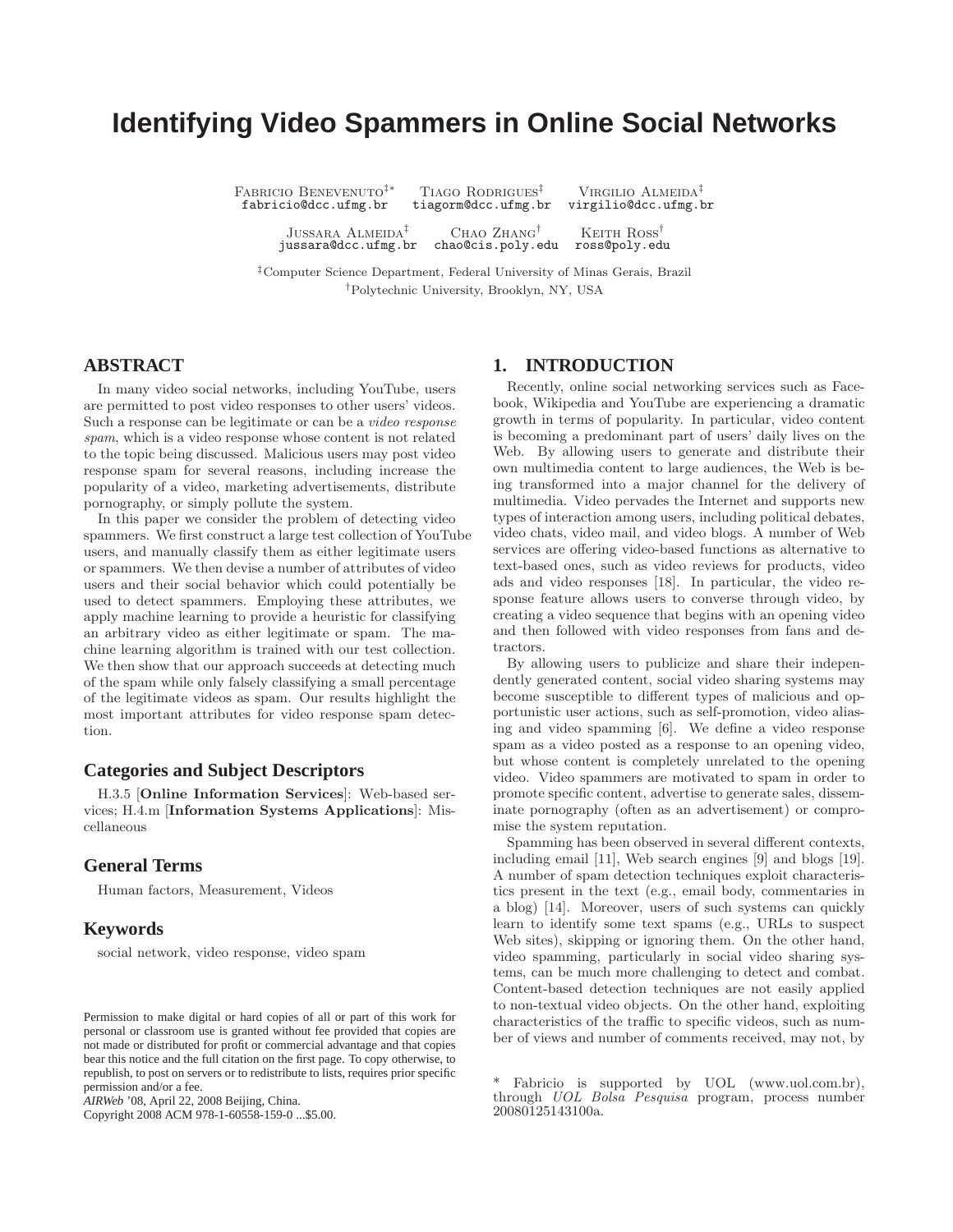# Identifying Video Spammers in Online Social Networks

Fabricio Benevenuto[‡*] fabricio@dcc.ufmg.br
Tiago Rodrigues[‡] tiagorm@dcc.ufmg.br
Virgilio Almeida[‡] virgilio@dcc.ufmg.br

Jussara Almeida[‡] jussara@dcc.ufmg.br
Chao Zhang[†] chao@cis.poly.edu
Keith Ross[†] ross@poly.edu

[‡]Computer Science Department, Federal University of Minas Gerais, Brazil
[†]Polytechnic University, Brooklyn, NY, USA

## ABSTRACT

In many video social networks, including YouTube, users are permitted to post video responses to other users' videos. Such a response can be legitimate or can be a *video response spam*, which is a video response whose content is not related to the topic being discussed. Malicious users may post video response spam for several reasons, including increase the popularity of a video, marketing advertisements, distribute pornography, or simply pollute the system.

In this paper we consider the problem of detecting video spammers. We first construct a large test collection of YouTube users, and manually classify them as either legitimate users or spammers. We then devise a number of attributes of video users and their social behavior which could potentially be used to detect spammers. Employing these attributes, we apply machine learning to provide a heuristic for classifying an arbitrary video as either legitimate or spam. The machine learning algorithm is trained with our test collection. We then show that our approach succeeds at detecting much of the spam while only falsely classifying a small percentage of the legitimate videos as spam. Our results highlight the most important attributes for video response spam detection.

## Categories and Subject Descriptors

H.3.5 [**Online Information Services**]: Web-based services; H.4.m [**Information Systems Applications**]: Miscellaneous

## General Terms

Human factors, Measurement, Videos

## Keywords

social network, video response, video spam

Permission to make digital or hard copies of all or part of this work for personal or classroom use is granted without fee provided that copies are not made or distributed for profit or commercial advantage and that copies bear this notice and the full citation on the first page. To copy otherwise, to republish, to post on servers or to redistribute to lists, requires prior specific permission and/or a fee.
*AIRWeb* '08, April 22, 2008 Beijing, China.
Copyright 2008 ACM 978-1-60558-159-0 ...$5.00.

## 1. INTRODUCTION

Recently, online social networking services such as Facebook, Wikipedia and YouTube are experiencing a dramatic growth in terms of popularity. In particular, video content is becoming a predominant part of users' daily lives on the Web. By allowing users to generate and distribute their own multimedia content to large audiences, the Web is being transformed into a major channel for the delivery of multimedia. Video pervades the Internet and supports new types of interaction among users, including political debates, video chats, video mail, and video blogs. A number of Web services are offering video-based functions as alternative to text-based ones, such as video reviews for products, video ads and video responses [18]. In particular, the video response feature allows users to converse through video, by creating a video sequence that begins with an opening video and then followed with video responses from fans and detractors.

By allowing users to publicize and share their independently generated content, social video sharing systems may become susceptible to different types of malicious and opportunistic user actions, such as self-promotion, video aliasing and video spamming [6]. We define a video response spam as a video posted as a response to an opening video, but whose content is completely unrelated to the opening video. Video spammers are motivated to spam in order to promote specific content, advertise to generate sales, disseminate pornography (often as an advertisement) or compromise the system reputation.

Spamming has been observed in several different contexts, including email [11], Web search engines [9] and blogs [19]. A number of spam detection techniques exploit characteristics present in the text (e.g., email body, commentaries in a blog) [14]. Moreover, users of such systems can quickly learn to identify some text spams (e.g., URLs to suspect Web sites), skipping or ignoring them. On the other hand, video spamming, particularly in social video sharing systems, can be much more challenging to detect and combat. Content-based detection techniques are not easily applied to non-textual video objects. On the other hand, exploiting characteristics of the traffic to specific videos, such as number of views and number of comments received, may not, by

* Fabricio is supported by UOL (www.uol.com.br), through *UOL Bolsa Pesquisa* program, process number 20080125143100a.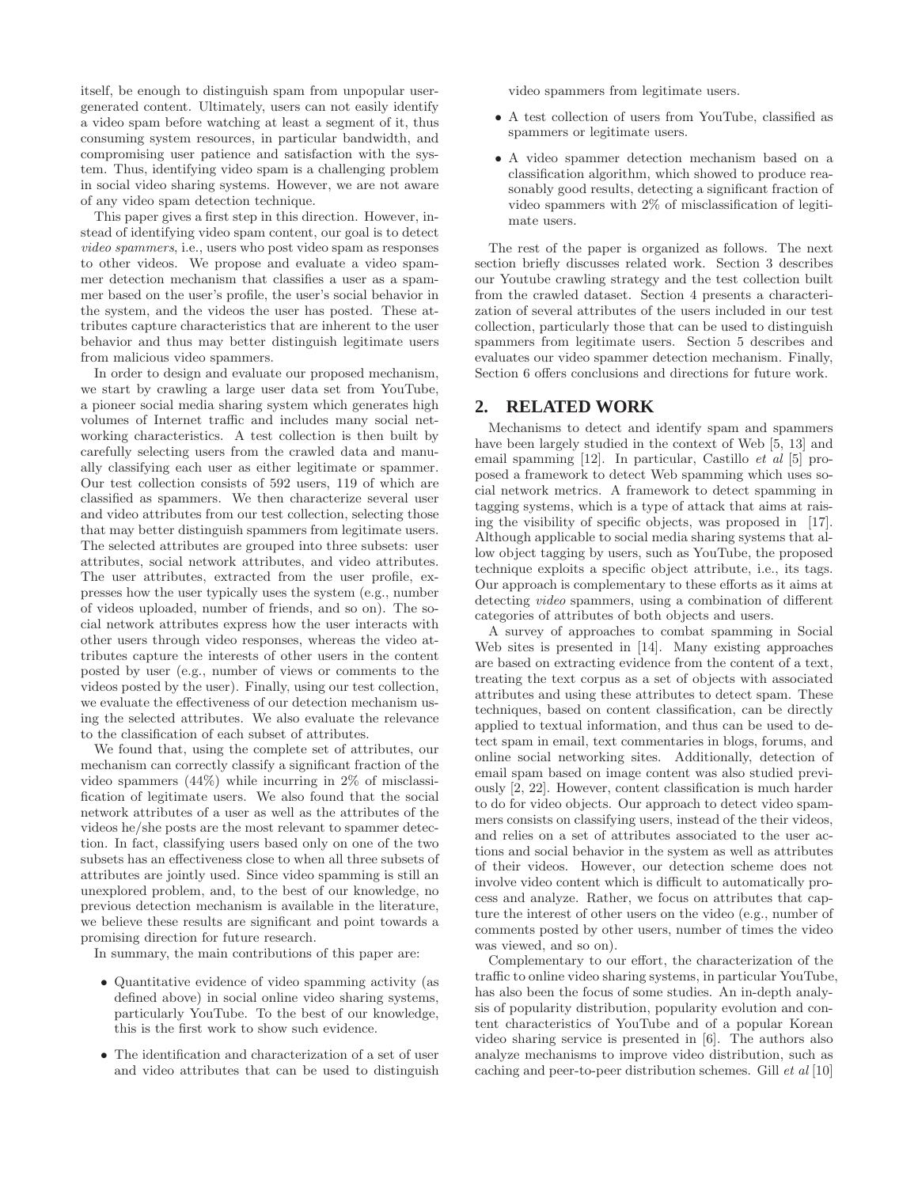itself, be enough to distinguish spam from unpopular user-generated content. Ultimately, users can not easily identify a video spam before watching at least a segment of it, thus consuming system resources, in particular bandwidth, and compromising user patience and satisfaction with the system. Thus, identifying video spam is a challenging problem in social video sharing systems. However, we are not aware of any video spam detection technique.

This paper gives a first step in this direction. However, instead of identifying video spam content, our goal is to detect *video spammers*, i.e., users who post video spam as responses to other videos. We propose and evaluate a video spammer detection mechanism that classifies a user as a spammer based on the user's profile, the user's social behavior in the system, and the videos the user has posted. These attributes capture characteristics that are inherent to the user behavior and thus may better distinguish legitimate users from malicious video spammers.

In order to design and evaluate our proposed mechanism, we start by crawling a large user data set from YouTube, a pioneer social media sharing system which generates high volumes of Internet traffic and includes many social networking characteristics. A test collection is then built by carefully selecting users from the crawled data and manually classifying each user as either legitimate or spammer. Our test collection consists of 592 users, 119 of which are classified as spammers. We then characterize several user and video attributes from our test collection, selecting those that may better distinguish spammers from legitimate users. The selected attributes are grouped into three subsets: user attributes, social network attributes, and video attributes. The user attributes, extracted from the user profile, expresses how the user typically uses the system (e.g., number of videos uploaded, number of friends, and so on). The social network attributes express how the user interacts with other users through video responses, whereas the video attributes capture the interests of other users in the content posted by user (e.g., number of views or comments to the videos posted by the user). Finally, using our test collection, we evaluate the effectiveness of our detection mechanism using the selected attributes. We also evaluate the relevance to the classification of each subset of attributes.

We found that, using the complete set of attributes, our mechanism can correctly classify a significant fraction of the video spammers (44%) while incurring in 2% of misclassification of legitimate users. We also found that the social network attributes of a user as well as the attributes of the videos he/she posts are the most relevant to spammer detection. In fact, classifying users based only on one of the two subsets has an effectiveness close to when all three subsets of attributes are jointly used. Since video spamming is still an unexplored problem, and, to the best of our knowledge, no previous detection mechanism is available in the literature, we believe these results are significant and point towards a promising direction for future research.

In summary, the main contributions of this paper are:

- Quantitative evidence of video spamming activity (as defined above) in social online video sharing systems, particularly YouTube. To the best of our knowledge, this is the first work to show such evidence.
- The identification and characterization of a set of user and video attributes that can be used to distinguish video spammers from legitimate users.
- A test collection of users from YouTube, classified as spammers or legitimate users.
- A video spammer detection mechanism based on a classification algorithm, which showed to produce reasonably good results, detecting a significant fraction of video spammers with 2% of misclassification of legitimate users.

The rest of the paper is organized as follows. The next section briefly discusses related work. Section 3 describes our Youtube crawling strategy and the test collection built from the crawled dataset. Section 4 presents a characterization of several attributes of the users included in our test collection, particularly those that can be used to distinguish spammers from legitimate users. Section 5 describes and evaluates our video spammer detection mechanism. Finally, Section 6 offers conclusions and directions for future work.

## 2. RELATED WORK

Mechanisms to detect and identify spam and spammers have been largely studied in the context of Web [5, 13] and email spamming [12]. In particular, Castillo *et al* [5] proposed a framework to detect Web spamming which uses social network metrics. A framework to detect spamming in tagging systems, which is a type of attack that aims at raising the visibility of specific objects, was proposed in [17]. Although applicable to social media sharing systems that allow object tagging by users, such as YouTube, the proposed technique exploits a specific object attribute, i.e., its tags. Our approach is complementary to these efforts as it aims at detecting *video* spammers, using a combination of different categories of attributes of both objects and users.

A survey of approaches to combat spamming in Social Web sites is presented in [14]. Many existing approaches are based on extracting evidence from the content of a text, treating the text corpus as a set of objects with associated attributes and using these attributes to detect spam. These techniques, based on content classification, can be directly applied to textual information, and thus can be used to detect spam in email, text commentaries in blogs, forums, and online social networking sites. Additionally, detection of email spam based on image content was also studied previously [2, 22]. However, content classification is much harder to do for video objects. Our approach to detect video spammers consists on classifying users, instead of the their videos, and relies on a set of attributes associated to the user actions and social behavior in the system as well as attributes of their videos. However, our detection scheme does not involve video content which is difficult to automatically process and analyze. Rather, we focus on attributes that capture the interest of other users on the video (e.g., number of comments posted by other users, number of times the video was viewed, and so on).

Complementary to our effort, the characterization of the traffic to online video sharing systems, in particular YouTube, has also been the focus of some studies. An in-depth analysis of popularity distribution, popularity evolution and content characteristics of YouTube and of a popular Korean video sharing service is presented in [6]. The authors also analyze mechanisms to improve video distribution, such as caching and peer-to-peer distribution schemes. Gill *et al* [10]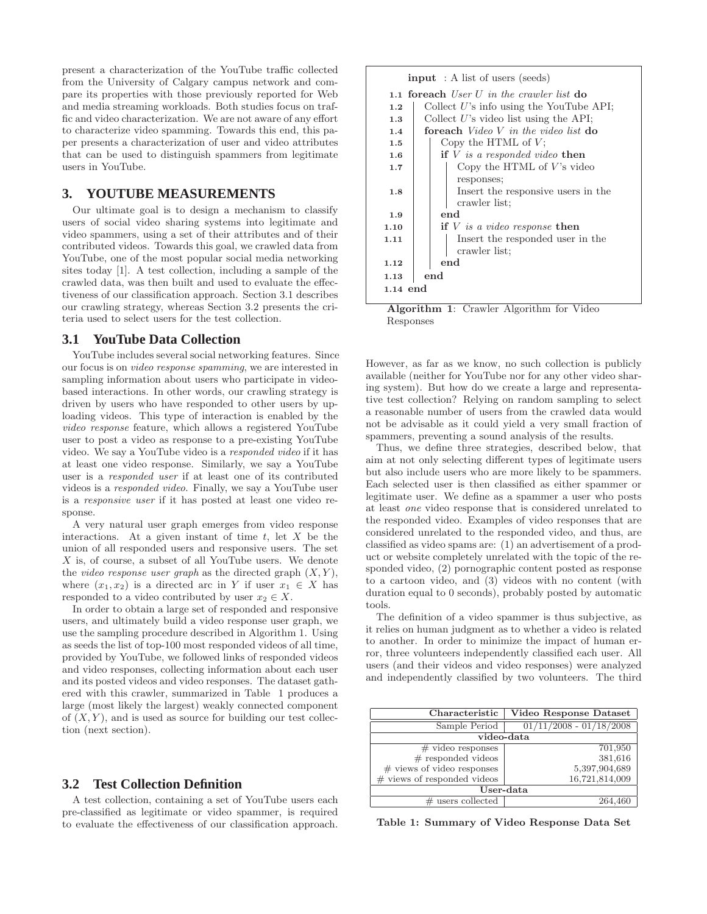present a characterization of the YouTube traffic collected from the University of Calgary campus network and compare its properties with those previously reported for Web and media streaming workloads. Both studies focus on traffic and video characterization. We are not aware of any effort to characterize video spamming. Towards this end, this paper presents a characterization of user and video attributes that can be used to distinguish spammers from legitimate users in YouTube.

## 3. YOUTUBE MEASUREMENTS

Our ultimate goal is to design a mechanism to classify users of social video sharing systems into legitimate and video spammers, using a set of their attributes and of their contributed videos. Towards this goal, we crawled data from YouTube, one of the most popular social media networking sites today [1]. A test collection, including a sample of the crawled data, was then built and used to evaluate the effectiveness of our classification approach. Section 3.1 describes our crawling strategy, whereas Section 3.2 presents the criteria used to select users for the test collection.

### 3.1 YouTube Data Collection

YouTube includes several social networking features. Since our focus is on *video response spamming*, we are interested in sampling information about users who participate in video-based interactions. In other words, our crawling strategy is driven by users who have responded to other users by uploading videos. This type of interaction is enabled by the *video response* feature, which allows a registered YouTube user to post a video as response to a pre-existing YouTube video. We say a YouTube video is a *responded video* if it has at least one video response. Similarly, we say a YouTube user is a *responded user* if at least one of its contributed videos is a *responded video*. Finally, we say a YouTube user is a *responsive user* if it has posted at least one video response.

A very natural user graph emerges from video response interactions. At a given instant of time $t$, let $X$ be the union of all responded users and responsive users. The set $X$ is, of course, a subset of all YouTube users. We denote the *video response user graph* as the directed graph $(X, Y)$, where $(x_1, x_2)$ is a directed arc in $Y$ if user $x_1 \in X$ has responded to a video contributed by user $x_2 \in X$.

In order to obtain a large set of responded and responsive users, and ultimately build a video response user graph, we use the sampling procedure described in Algorithm 1. Using as seeds the list of top-100 most responded videos of all time, provided by YouTube, we followed links of responded videos and video responses, collecting information about each user and its posted videos and video responses. The dataset gathered with this crawler, summarized in Table 1 produces a large (most likely the largest) weakly connected component of $(X, Y)$, and is used as source for building our test collection (next section).

```
input : A list of users (seeds)
1.1  foreach User U in the crawler list do
1.2      Collect U's info using the YouTube API;
1.3      Collect U's video list using the API;
1.4      foreach Video V in the video list do
1.5          Copy the HTML of V;
1.6          if V is a responded video then
1.7              Copy the HTML of V's video
                 responses;
1.8              Insert the responsive users in the
                 crawler list;
1.9          end
1.10         if V is a video response then
1.11             Insert the responded user in the
                 crawler list;
1.12         end
1.13     end
1.14 end
```

**Algorithm 1**: Crawler Algorithm for Video Responses

### 3.2 Test Collection Definition

A test collection, containing a set of YouTube users each pre-classified as legitimate or video spammer, is required to evaluate the effectiveness of our classification approach. However, as far as we know, no such collection is publicly available (neither for YouTube nor for any other video sharing system). But how do we create a large and representative test collection? Relying on random sampling to select a reasonable number of users from the crawled data would not be advisable as it could yield a very small fraction of spammers, preventing a sound analysis of the results.

Thus, we define three strategies, described below, that aim at not only selecting different types of legitimate users but also include users who are more likely to be spammers. Each selected user is then classified as either spammer or legitimate user. We define as a spammer a user who posts at least *one* video response that is considered unrelated to the responded video. Examples of video responses that are considered unrelated to the responded video, and thus, are classified as video spams are: (1) an advertisement of a product or website completely unrelated with the topic of the responded video, (2) pornographic content posted as response to a cartoon video, and (3) videos with no content (with duration equal to 0 seconds), probably posted by automatic tools.

The definition of a video spammer is thus subjective, as it relies on human judgment as to whether a video is related to another. In order to minimize the impact of human error, three volunteers independently classified each user. All users (and their videos and video responses) were analyzed and independently classified by two volunteers. The third

| Characteristic | Video Response Dataset |
|---|---|
| Sample Period | 01/11/2008 - 01/18/2008 |
| **video-data** | |
| # video responses | 701,950 |
| # responded videos | 381,616 |
| # views of video responses | 5,397,904,689 |
| # views of responded videos | 16,721,814,009 |
| **User-data** | |
| # users collected | 264,460 |

**Table 1: Summary of Video Response Data Set**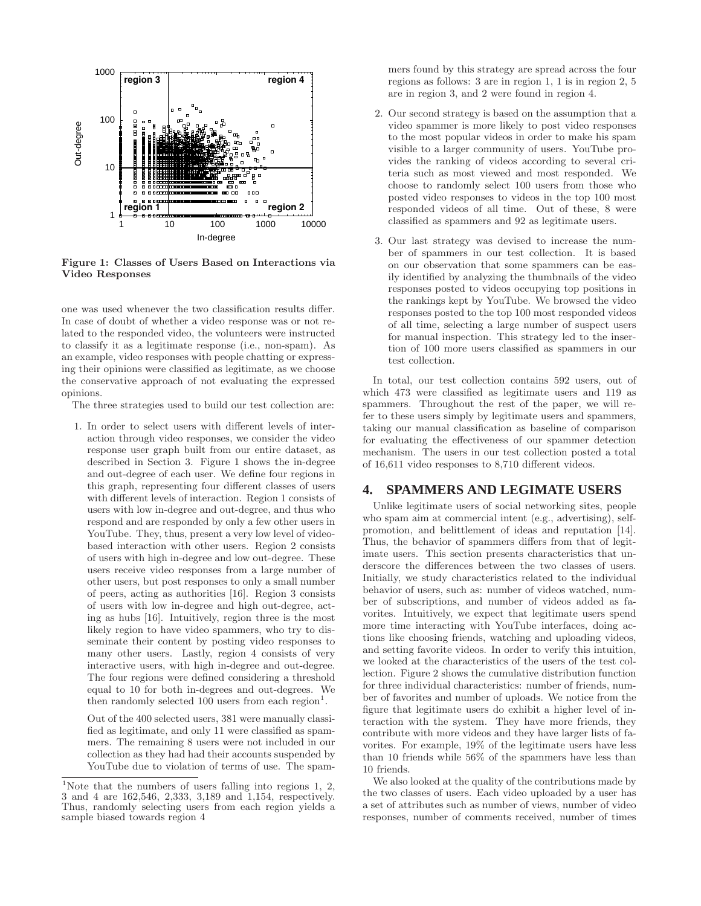**Figure 1: Classes of Users Based on Interactions via Video Responses**

one was used whenever the two classification results differ. In case of doubt of whether a video response was or not related to the responded video, the volunteers were instructed to classify it as a legitimate response (i.e., non-spam). As an example, video responses with people chatting or expressing their opinions were classified as legitimate, as we choose the conservative approach of not evaluating the expressed opinions.

The three strategies used to build our test collection are:

1. In order to select users with different levels of interaction through video responses, we consider the video response user graph built from our entire dataset, as described in Section 3. Figure 1 shows the in-degree and out-degree of each user. We define four regions in this graph, representing four different classes of users with different levels of interaction. Region 1 consists of users with low in-degree and out-degree, and thus who respond and are responded by only a few other users in YouTube. They, thus, present a very low level of video-based interaction with other users. Region 2 consists of users with high in-degree and low out-degree. These users receive video responses from a large number of other users, but post responses to only a small number of peers, acting as authorities [16]. Region 3 consists of users with low in-degree and high out-degree, acting as hubs [16]. Intuitively, region three is the most likely region to have video spammers, who try to disseminate their content by posting video responses to many other users. Lastly, region 4 consists of very interactive users, with high in-degree and out-degree. The four regions were defined considering a threshold equal to 10 for both in-degrees and out-degrees. We then randomly selected 100 users from each region[1].

   Out of the 400 selected users, 381 were manually classified as legitimate, and only 11 were classified as spammers. The remaining 8 users were not included in our collection as they had had their accounts suspended by YouTube due to violation of terms of use. The spammers found by this strategy are spread across the four regions as follows: 3 are in region 1, 1 is in region 2, 5 are in region 3, and 2 were found in region 4.

2. Our second strategy is based on the assumption that a video spammer is more likely to post video responses to the most popular videos in order to make his spam visible to a larger community of users. YouTube provides the ranking of videos according to several criteria such as most viewed and most responded. We choose to randomly select 100 users from those who posted video responses to videos in the top 100 most responded videos of all time. Out of these, 8 were classified as spammers and 92 as legitimate users.

3. Our last strategy was devised to increase the number of spammers in our test collection. It is based on our observation that some spammers can be easily identified by analyzing the thumbnails of the video responses posted to videos occupying top positions in the rankings kept by YouTube. We browsed the video responses posted to the top 100 most responded videos of all time, selecting a large number of suspect users for manual inspection. This strategy led to the insertion of 100 more users classified as spammers in our test collection.

In total, our test collection contains 592 users, out of which 473 were classified as legitimate users and 119 as spammers. Throughout the rest of the paper, we will refer to these users simply by legitimate users and spammers, taking our manual classification as baseline of comparison for evaluating the effectiveness of our spammer detection mechanism. The users in our test collection posted a total of 16,611 video responses to 8,710 different videos.

[1]Note that the numbers of users falling into regions 1, 2, 3 and 4 are 162,546, 2,333, 3,189 and 1,154, respectively. Thus, randomly selecting users from each region yields a sample biased towards region 4

# 4. SPAMMERS AND LEGIMATE USERS

Unlike legitimate users of social networking sites, people who spam aim at commercial intent (e.g., advertising), self-promotion, and belittlement of ideas and reputation [14]. Thus, the behavior of spammers differs from that of legitimate users. This section presents characteristics that underscore the differences between the two classes of users. Initially, we study characteristics related to the individual behavior of users, such as: number of videos watched, number of subscriptions, and number of videos added as favorites. Intuitively, we expect that legitimate users spend more time interacting with YouTube interfaces, doing actions like choosing friends, watching and uploading videos, and setting favorite videos. In order to verify this intuition, we looked at the characteristics of the users of the test collection. Figure 2 shows the cumulative distribution function for three individual characteristics: number of friends, number of favorites and number of uploads. We notice from the figure that legitimate users do exhibit a higher level of interaction with the system. They have more friends, they contribute with more videos and they have larger lists of favorites. For example, 19% of the legitimate users have less than 10 friends while 56% of the spammers have less than 10 friends.

We also looked at the quality of the contributions made by the two classes of users. Each video uploaded by a user has a set of attributes such as number of views, number of video responses, number of comments received, number of times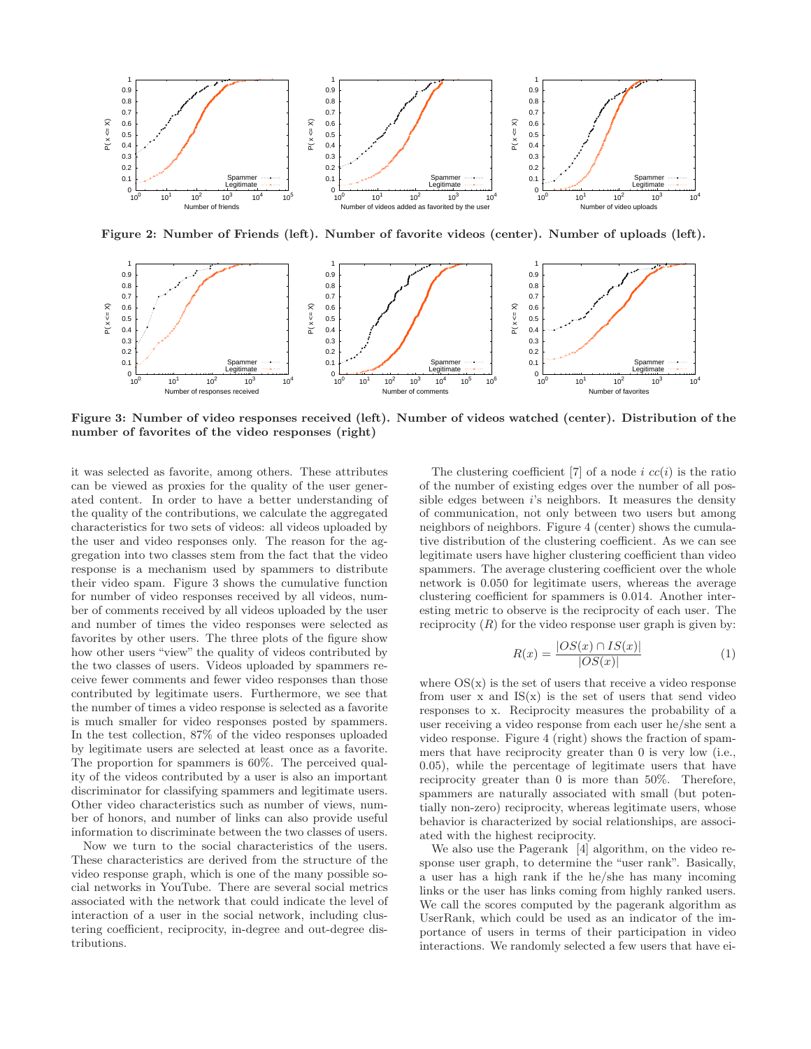P( x <= X)

Spammer
Legitimate

Number of friends

P( x <= X)

Spammer
Legitimate

Number of videos added as favorited by the user

P( x <= X)

Spammer
Legitimate

Number of video uploads

**Figure 2: Number of Friends (left). Number of favorite videos (center). Number of uploads (left).**

P( x <= X)

Spammer
Legitimate

Number of responses received

P( x <= X)

Spammer
Legitimate

Number of comments

P( x <= X)

Spammer
Legitimate

Number of favorites

**Figure 3: Number of video responses received (left). Number of videos watched (center). Distribution of the number of favorites of the video responses (right)**

it was selected as favorite, among others. These attributes can be viewed as proxies for the quality of the user generated content. In order to have a better understanding of the quality of the contributions, we calculate the aggregated characteristics for two sets of videos: all videos uploaded by the user and video responses only. The reason for the aggregation into two classes stem from the fact that the video response is a mechanism used by spammers to distribute their video spam. Figure 3 shows the cumulative function for number of video responses received by all videos, number of comments received by all videos uploaded by the user and number of times the video responses were selected as favorites by other users. The three plots of the figure show how other users "view" the quality of videos contributed by the two classes of users. Videos uploaded by spammers receive fewer comments and fewer video responses than those contributed by legitimate users. Furthermore, we see that the number of times a video response is selected as a favorite is much smaller for video responses posted by spammers. In the test collection, 87% of the video responses uploaded by legitimate users are selected at least once as a favorite. The proportion for spammers is 60%. The perceived quality of the videos contributed by a user is also an important discriminator for classifying spammers and legitimate users. Other video characteristics such as number of views, number of honors, and number of links can also provide useful information to discriminate between the two classes of users.

Now we turn to the social characteristics of the users. These characteristics are derived from the structure of the video response graph, which is one of the many possible social networks in YouTube. There are several social metrics associated with the network that could indicate the level of interaction of a user in the social network, including clustering coefficient, reciprocity, in-degree and out-degree distributions.

The clustering coefficient [7] of a node $i$ $cc(i)$ is the ratio of the number of existing edges over the number of all possible edges between $i$'s neighbors. It measures the density of communication, not only between two users but among neighbors of neighbors. Figure 4 (center) shows the cumulative distribution of the clustering coefficient. As we can see legitimate users have higher clustering coefficient than video spammers. The average clustering coefficient over the whole network is 0.050 for legitimate users, whereas the average clustering coefficient for spammers is 0.014. Another interesting metric to observe is the reciprocity of each user. The reciprocity ($R$) for the video response user graph is given by:

$$R(x) = \frac{|OS(x) \cap IS(x)|}{|OS(x)|} \quad (1)$$

where OS(x) is the set of users that receive a video response from user x and IS(x) is the set of users that send video responses to x. Reciprocity measures the probability of a user receiving a video response from each user he/she sent a video response. Figure 4 (right) shows the fraction of spammers that have reciprocity greater than 0 is very low (i.e., 0.05), while the percentage of legitimate users that have reciprocity greater than 0 is more than 50%. Therefore, spammers are naturally associated with small (but potentially non-zero) reciprocity, whereas legitimate users, whose behavior is characterized by social relationships, are associated with the highest reciprocity.

We also use the Pagerank [4] algorithm, on the video response user graph, to determine the "user rank". Basically, a user has a high rank if the he/she has many incoming links or the user has links coming from highly ranked users. We call the scores computed by the pagerank algorithm as UserRank, which could be used as an indicator of the importance of users in terms of their participation in video interactions. We randomly selected a few users that have ei-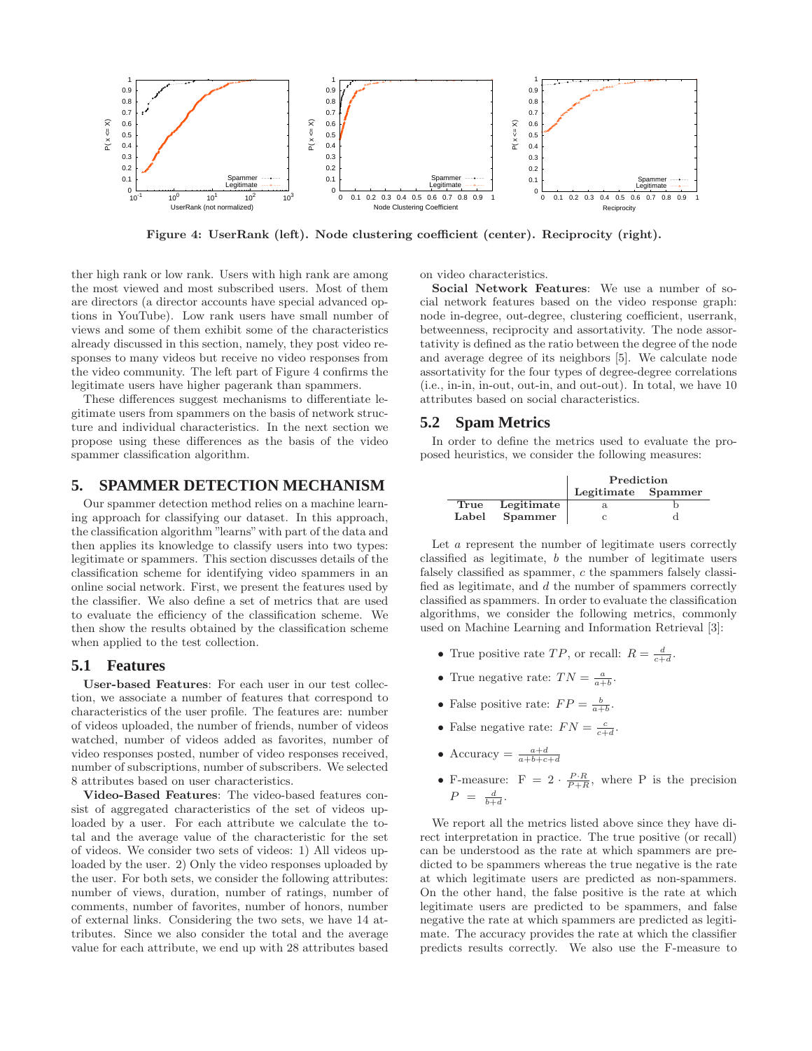P( x <= X)

UserRank (not normalized)

Spammer

Legitimate

P( x <= X)

Node Clustering Coefficient

Spammer

Legitimate

P( x <= X)

Reciprocity

Spammer

Legitimate

**Figure 4: UserRank (left). Node clustering coefficient (center). Reciprocity (right).**

ther high rank or low rank. Users with high rank are among the most viewed and most subscribed users. Most of them are directors (a director accounts have special advanced options in YouTube). Low rank users have small number of views and some of them exhibit some of the characteristics already discussed in this section, namely, they post video responses to many videos but receive no video responses from the video community. The left part of Figure 4 confirms the legitimate users have higher pagerank than spammers.

These differences suggest mechanisms to differentiate legitimate users from spammers on the basis of network structure and individual characteristics. In the next section we propose using these differences as the basis of the video spammer classification algorithm.

## 5. SPAMMER DETECTION MECHANISM

Our spammer detection method relies on a machine learning approach for classifying our dataset. In this approach, the classification algorithm "learns" with part of the data and then applies its knowledge to classify users into two types: legitimate or spammers. This section discusses details of the classification scheme for identifying video spammers in an online social network. First, we present the features used by the classifier. We also define a set of metrics that are used to evaluate the efficiency of the classification scheme. We then show the results obtained by the classification scheme when applied to the test collection.

### 5.1 Features

**User-based Features**: For each user in our test collection, we associate a number of features that correspond to characteristics of the user profile. The features are: number of videos uploaded, the number of friends, number of videos watched, number of videos added as favorites, number of video responses posted, number of video responses received, number of subscriptions, number of subscribers. We selected 8 attributes based on user characteristics.

**Video-Based Features**: The video-based features consist of aggregated characteristics of the set of videos uploaded by a user. For each attribute we calculate the total and the average value of the characteristic for the set of videos. We consider two sets of videos: 1) All videos uploaded by the user. 2) Only the video responses uploaded by the user. For both sets, we consider the following attributes: number of views, duration, number of ratings, number of comments, number of favorites, number of honors, number of external links. Considering the two sets, we have 14 attributes. Since we also consider the total and the average value for each attribute, we end up with 28 attributes based on video characteristics.

**Social Network Features**: We use a number of social network features based on the video response graph: node in-degree, out-degree, clustering coefficient, userrank, betweenness, reciprocity and assortativity. The node assortativity is defined as the ratio between the degree of the node and average degree of its neighbors [5]. We calculate node assortativity for the four types of degree-degree correlations (i.e., in-in, in-out, out-in, and out-out). In total, we have 10 attributes based on social characteristics.

### 5.2 Spam Metrics

In order to define the metrics used to evaluate the proposed heuristics, we consider the following measures:

| | | Prediction | |
|---|---|---|---|
| | | **Legitimate** | **Spammer** |
| **True Label** | **Legitimate** | a | b |
| | **Spammer** | c | d |

Let $a$ represent the number of legitimate users correctly classified as legitimate, $b$ the number of legitimate users falsely classified as spammer, $c$ the spammers falsely classified as legitimate, and $d$ the number of spammers correctly classified as spammers. In order to evaluate the classification algorithms, we consider the following metrics, commonly used on Machine Learning and Information Retrieval [3]:

- True positive rate $TP$, or recall: $R = \frac{d}{c+d}$.
- True negative rate: $TN = \frac{a}{a+b}$.
- False positive rate: $FP = \frac{b}{a+b}$.
- False negative rate: $FN = \frac{c}{c+d}$.
- Accuracy $= \frac{a+d}{a+b+c+d}$
- F-measure: $\text{F} = 2 \cdot \frac{P \cdot R}{P+R}$, where P is the precision $P = \frac{d}{b+d}$.

We report all the metrics listed above since they have direct interpretation in practice. The true positive (or recall) can be understood as the rate at which spammers are predicted to be spammers whereas the true negative is the rate at which legitimate users are predicted as non-spammers. On the other hand, the false positive is the rate at which legitimate users are predicted to be spammers, and false negative the rate at which spammers are predicted as legitimate. The accuracy provides the rate at which the classifier predicts results correctly. We also use the F-measure to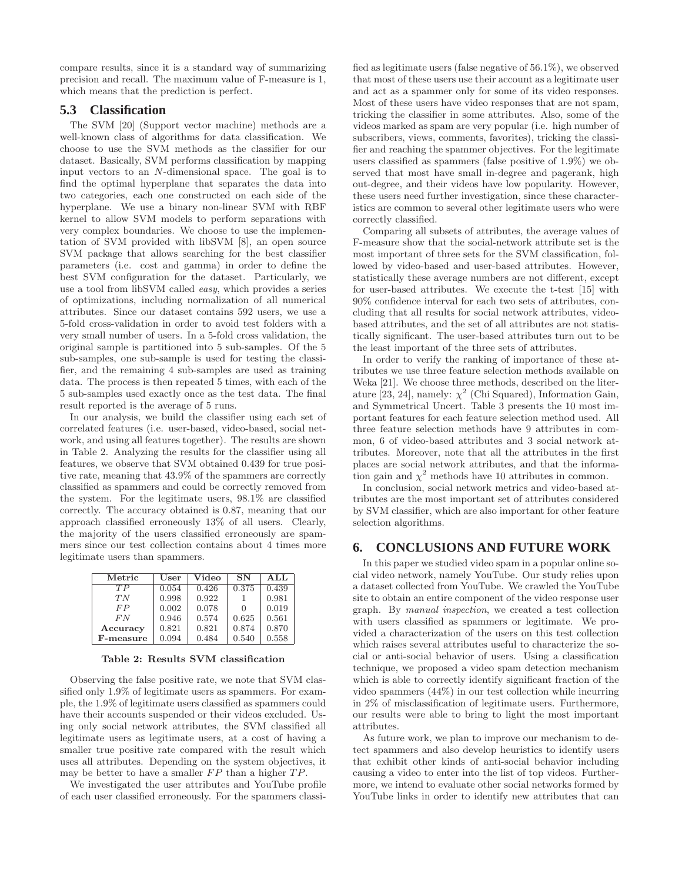compare results, since it is a standard way of summarizing precision and recall. The maximum value of F-measure is 1, which means that the prediction is perfect.

## 5.3 Classification

The SVM [20] (Support vector machine) methods are a well-known class of algorithms for data classification. We choose to use the SVM methods as the classifier for our dataset. Basically, SVM performs classification by mapping input vectors to an $N$-dimensional space. The goal is to find the optimal hyperplane that separates the data into two categories, each one constructed on each side of the hyperplane. We use a binary non-linear SVM with RBF kernel to allow SVM models to perform separations with very complex boundaries. We choose to use the implementation of SVM provided with libSVM [8], an open source SVM package that allows searching for the best classifier parameters (i.e. cost and gamma) in order to define the best SVM configuration for the dataset. Particularly, we use a tool from libSVM called *easy*, which provides a series of optimizations, including normalization of all numerical attributes. Since our dataset contains 592 users, we use a 5-fold cross-validation in order to avoid test folders with a very small number of users. In a 5-fold cross validation, the original sample is partitioned into 5 sub-samples. Of the 5 sub-samples, one sub-sample is used for testing the classifier, and the remaining 4 sub-samples are used as training data. The process is then repeated 5 times, with each of the 5 sub-samples used exactly once as the test data. The final result reported is the average of 5 runs.

In our analysis, we build the classifier using each set of correlated features (i.e. user-based, video-based, social network, and using all features together). The results are shown in Table 2. Analyzing the results for the classifier using all features, we observe that SVM obtained 0.439 for true positive rate, meaning that 43.9% of the spammers are correctly classified as spammers and could be correctly removed from the system. For the legitimate users, 98.1% are classified correctly. The accuracy obtained is 0.87, meaning that our approach classified erroneously 13% of all users. Clearly, the majority of the users classified erroneously are spammers since our test collection contains about 4 times more legitimate users than spammers.

| Metric | User | Video | SN | ALL |
|---|---|---|---|---|
| $TP$ | 0.054 | 0.426 | 0.375 | 0.439 |
| $TN$ | 0.998 | 0.922 | 1 | 0.981 |
| $FP$ | 0.002 | 0.078 | 0 | 0.019 |
| $FN$ | 0.946 | 0.574 | 0.625 | 0.561 |
| **Accuracy** | 0.821 | 0.821 | 0.874 | 0.870 |
| **F-measure** | 0.094 | 0.484 | 0.540 | 0.558 |

**Table 2: Results SVM classification**

Observing the false positive rate, we note that SVM classified only 1.9% of legitimate users as spammers. For example, the 1.9% of legitimate users classified as spammers could have their accounts suspended or their videos excluded. Using only social network attributes, the SVM classified all legitimate users as legitimate users, at a cost of having a smaller true positive rate compared with the result which uses all attributes. Depending on the system objectives, it may be better to have a smaller $FP$ than a higher $TP$.

We investigated the user attributes and YouTube profile of each user classified erroneously. For the spammers classified as legitimate users (false negative of 56.1%), we observed that most of these users use their account as a legitimate user and act as a spammer only for some of its video responses. Most of these users have video responses that are not spam, tricking the classifier in some attributes. Also, some of the videos marked as spam are very popular (i.e. high number of subscribers, views, comments, favorites), tricking the classifier and reaching the spammer objectives. For the legitimate users classified as spammers (false positive of 1.9%) we observed that most have small in-degree and pagerank, high out-degree, and their videos have low popularity. However, these users need further investigation, since these characteristics are common to several other legitimate users who were correctly classified.

Comparing all subsets of attributes, the average values of F-measure show that the social-network attribute set is the most important of three sets for the SVM classification, followed by video-based and user-based attributes. However, statistically these average numbers are not different, except for user-based attributes. We execute the t-test [15] with 90% confidence interval for each two sets of attributes, concluding that all results for social network attributes, video-based attributes, and the set of all attributes are not statistically significant. The user-based attributes turn out to be the least important of the three sets of attributes.

In order to verify the ranking of importance of these attributes we use three feature selection methods available on Weka [21]. We choose three methods, described on the literature [23, 24], namely: $\chi^2$ (Chi Squared), Information Gain, and Symmetrical Uncert. Table 3 presents the 10 most important features for each feature selection method used. All three feature selection methods have 9 attributes in common, 6 of video-based attributes and 3 social network attributes. Moreover, note that all the attributes in the first places are social network attributes, and that the information gain and $\chi^2$ methods have 10 attributes in common.

In conclusion, social network metrics and video-based attributes are the most important set of attributes considered by SVM classifier, which are also important for other feature selection algorithms.

# 6. CONCLUSIONS AND FUTURE WORK

In this paper we studied video spam in a popular online social video network, namely YouTube. Our study relies upon a dataset collected from YouTube. We crawled the YouTube site to obtain an entire component of the video response user graph. By *manual inspection*, we created a test collection with users classified as spammers or legitimate. We provided a characterization of the users on this test collection which raises several attributes useful to characterize the social or anti-social behavior of users. Using a classification technique, we proposed a video spam detection mechanism which is able to correctly identify significant fraction of the video spammers (44%) in our test collection while incurring in 2% of misclassification of legitimate users. Furthermore, our results were able to bring to light the most important attributes.

As future work, we plan to improve our mechanism to detect spammers and also develop heuristics to identify users that exhibit other kinds of anti-social behavior including causing a video to enter into the list of top videos. Furthermore, we intend to evaluate other social networks formed by YouTube links in order to identify new attributes that can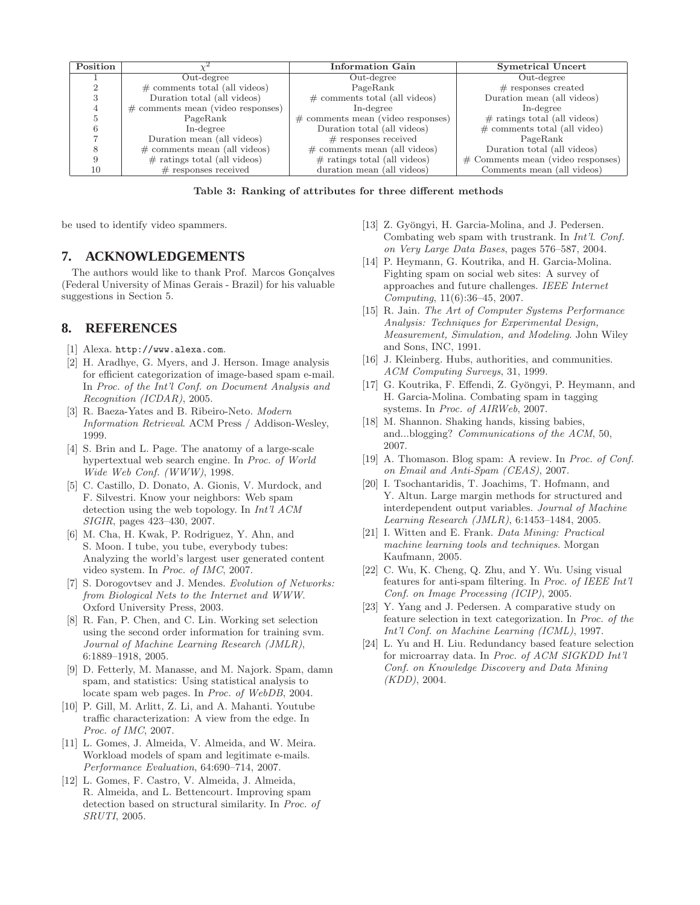| Position | $\chi^2$ | Information Gain | Symetrical Uncert |
|---|---|---|---|
| 1 | Out-degree | Out-degree | Out-degree |
| 2 | # comments total (all videos) | PageRank | # responses created |
| 3 | Duration total (all videos) | # comments total (all videos) | Duration mean (all videos) |
| 4 | # comments mean (video responses) | In-degree | In-degree |
| 5 | PageRank | # comments mean (video responses) | # ratings total (all videos) |
| 6 | In-degree | Duration total (all videos) | # comments total (all video) |
| 7 | Duration mean (all videos) | # responses received | PageRank |
| 8 | # comments mean (all videos) | # comments mean (all videos) | Duration total (all videos) |
| 9 | # ratings total (all videos) | # ratings total (all videos) | # Comments mean (video responses) |
| 10 | # responses received | duration mean (all videos) | Comments mean (all videos) |

**Table 3: Ranking of attributes for three different methods**

be used to identify video spammers.

## 7. ACKNOWLEDGEMENTS

The authors would like to thank Prof. Marcos Gonçalves (Federal University of Minas Gerais - Brazil) for his valuable suggestions in Section 5.

## 8. REFERENCES

[1] Alexa. http://www.alexa.com.

[2] H. Aradhye, G. Myers, and J. Herson. Image analysis for efficient categorization of image-based spam e-mail. In *Proc. of the Int'l Conf. on Document Analysis and Recognition (ICDAR)*, 2005.

[3] R. Baeza-Yates and B. Ribeiro-Neto. *Modern Information Retrieval*. ACM Press / Addison-Wesley, 1999.

[4] S. Brin and L. Page. The anatomy of a large-scale hypertextual web search engine. In *Proc. of World Wide Web Conf. (WWW)*, 1998.

[5] C. Castillo, D. Donato, A. Gionis, V. Murdock, and F. Silvestri. Know your neighbors: Web spam detection using the web topology. In *Int'l ACM SIGIR*, pages 423–430, 2007.

[6] M. Cha, H. Kwak, P. Rodriguez, Y. Ahn, and S. Moon. I tube, you tube, everybody tubes: Analyzing the world's largest user generated content video system. In *Proc. of IMC*, 2007.

[7] S. Dorogovtsev and J. Mendes. *Evolution of Networks: from Biological Nets to the Internet and WWW.* Oxford University Press, 2003.

[8] R. Fan, P. Chen, and C. Lin. Working set selection using the second order information for training svm. *Journal of Machine Learning Research (JMLR)*, 6:1889–1918, 2005.

[9] D. Fetterly, M. Manasse, and M. Najork. Spam, damn spam, and statistics: Using statistical analysis to locate spam web pages. In *Proc. of WebDB*, 2004.

[10] P. Gill, M. Arlitt, Z. Li, and A. Mahanti. Youtube traffic characterization: A view from the edge. In *Proc. of IMC*, 2007.

[11] L. Gomes, J. Almeida, V. Almeida, and W. Meira. Workload models of spam and legitimate e-mails. *Performance Evaluation*, 64:690–714, 2007.

[12] L. Gomes, F. Castro, V. Almeida, J. Almeida, R. Almeida, and L. Bettencourt. Improving spam detection based on structural similarity. In *Proc. of SRUTI*, 2005.

[13] Z. Gyöngyi, H. Garcia-Molina, and J. Pedersen. Combating web spam with trustrank. In *Int'l. Conf. on Very Large Data Bases*, pages 576–587, 2004.

[14] P. Heymann, G. Koutrika, and H. Garcia-Molina. Fighting spam on social web sites: A survey of approaches and future challenges. *IEEE Internet Computing*, 11(6):36–45, 2007.

[15] R. Jain. *The Art of Computer Systems Performance Analysis: Techniques for Experimental Design, Measurement, Simulation, and Modeling*. John Wiley and Sons, INC, 1991.

[16] J. Kleinberg. Hubs, authorities, and communities. *ACM Computing Surveys*, 31, 1999.

[17] G. Koutrika, F. Effendi, Z. Gyöngyi, P. Heymann, and H. Garcia-Molina. Combating spam in tagging systems. In *Proc. of AIRWeb*, 2007.

[18] M. Shannon. Shaking hands, kissing babies, and...blogging? *Communications of the ACM*, 50, 2007.

[19] A. Thomason. Blog spam: A review. In *Proc. of Conf. on Email and Anti-Spam (CEAS)*, 2007.

[20] I. Tsochantaridis, T. Joachims, T. Hofmann, and Y. Altun. Large margin methods for structured and interdependent output variables. *Journal of Machine Learning Research (JMLR)*, 6:1453–1484, 2005.

[21] I. Witten and E. Frank. *Data Mining: Practical machine learning tools and techniques*. Morgan Kaufmann, 2005.

[22] C. Wu, K. Cheng, Q. Zhu, and Y. Wu. Using visual features for anti-spam filtering. In *Proc. of IEEE Int'l Conf. on Image Processing (ICIP)*, 2005.

[23] Y. Yang and J. Pedersen. A comparative study on feature selection in text categorization. In *Proc. of the Int'l Conf. on Machine Learning (ICML)*, 1997.

[24] L. Yu and H. Liu. Redundancy based feature selection for microarray data. In *Proc. of ACM SIGKDD Int'l Conf. on Knowledge Discovery and Data Mining (KDD)*, 2004.